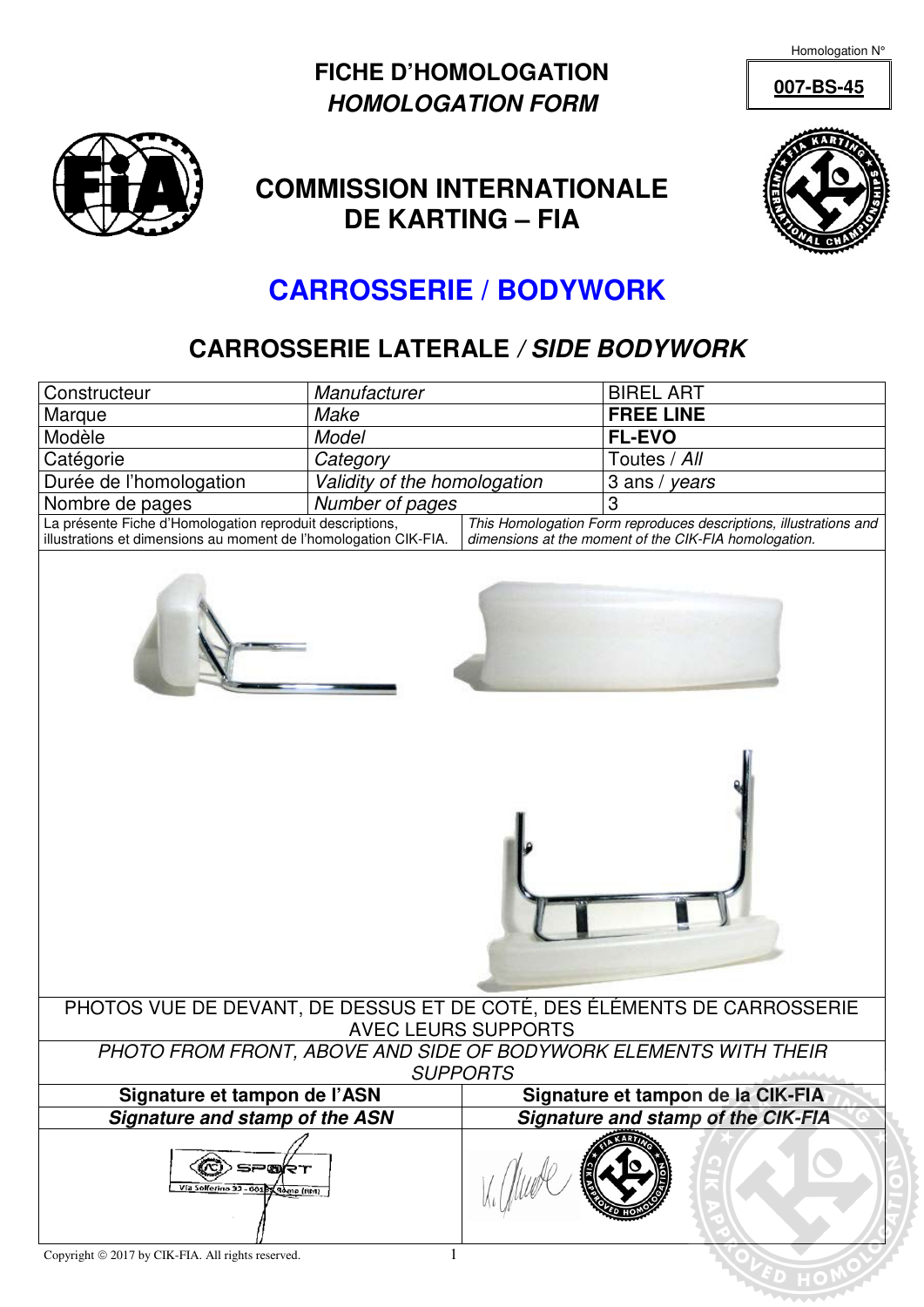Homologation N° **007-BS-45**

# FICHE D'HOMOLOGATION
## *HOMOLOGATION FORM*

## COMMISSION INTERNATIONALE DE KARTING – FIA

# CARROSSERIE / BODYWORK

## CARROSSERIE LATERALE / *SIDE BODYWORK*

| Constructeur | *Manufacturer* | BIREL ART |
|---|---|---|
| Marque | *Make* | **FREE LINE** |
| Modèle | *Model* | **FL-EVO** |
| Catégorie | *Category* | Toutes / *All* |
| Durée de l'homologation | *Validity of the homologation* | 3 ans / *years* |
| Nombre de pages | *Number of pages* | 3 |

La présente Fiche d'Homologation reproduit descriptions, illustrations et dimensions au moment de l'homologation CIK-FIA.

*This Homologation Form reproduces descriptions, illustrations and dimensions at the moment of the CIK-FIA homologation.*

PHOTOS VUE DE DEVANT, DE DESSUS ET DE COTÉ, DES ÉLÉMENTS DE CARROSSERIE AVEC LEURS SUPPORTS

*PHOTO FROM FRONT, ABOVE AND SIDE OF BODYWORK ELEMENTS WITH THEIR SUPPORTS*

| **Signature et tampon de l'ASN** | **Signature et tampon de la CIK-FIA** |
|---|---|
| ***Signature and stamp of the ASN*** | ***Signature and stamp of the CIK-FIA*** |

Copyright © 2017 by CIK-FIA. All rights reserved.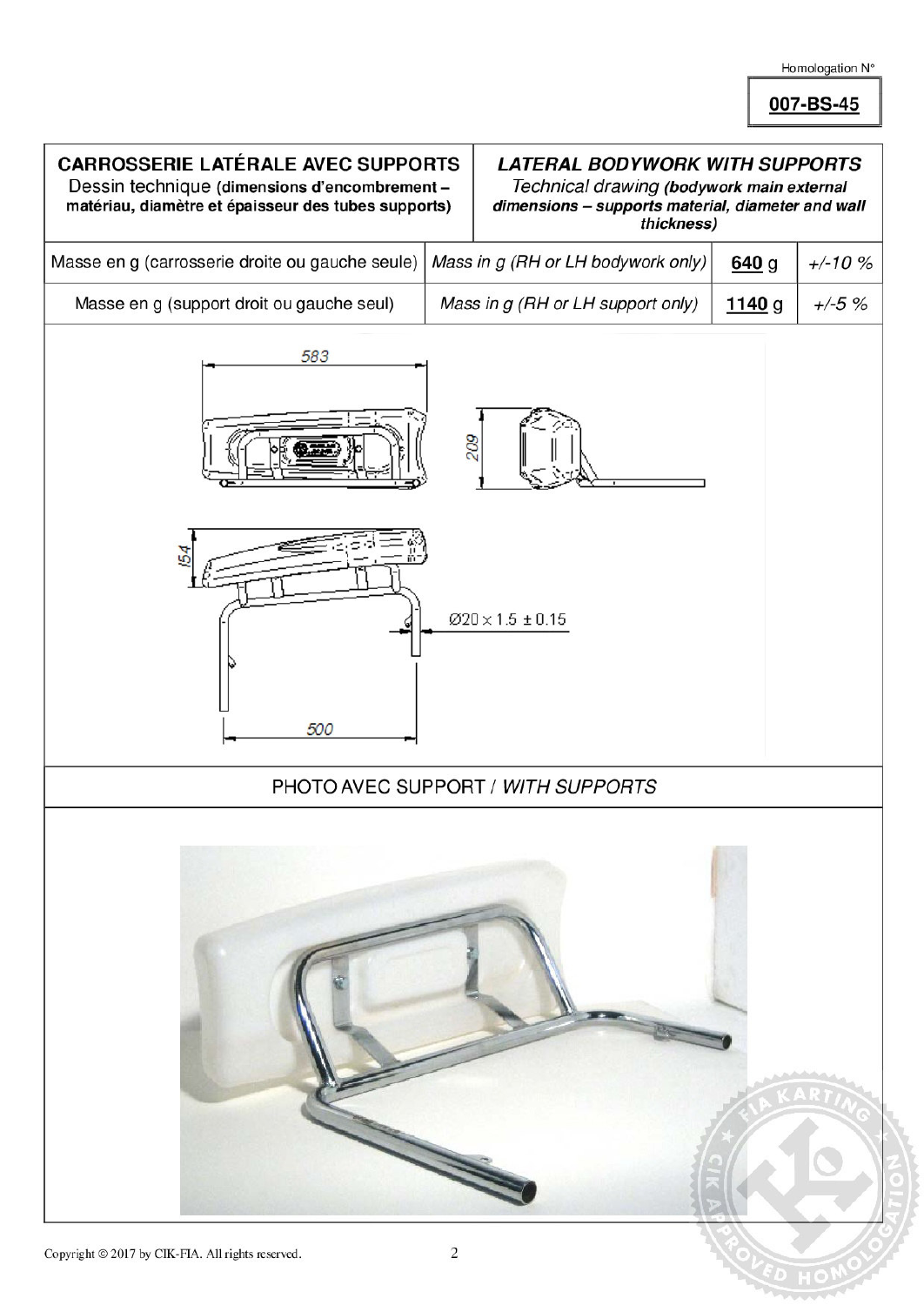Homologation N°

**007-BS-45**

| **CARROSSERIE LATÉRALE AVEC SUPPORTS** Dessin technique (**dimensions d'encombrement – matériau, diamètre et épaisseur des tubes supports)** | | ***LATERAL BODYWORK WITH SUPPORTS*** *Technical drawing* ***(bodywork main external dimensions – supports material, diameter and wall thickness)*** | |
|---|---|---|---|
| Masse en g (carrosserie droite ou gauche seule) | *Mass in g (RH or LH bodywork only)* | **640** g | *+/-10 %* |
| Masse en g (support droit ou gauche seul) | *Mass in g (RH or LH support only)* | **1140** g | *+/-5 %* |

583

209

154

Ø20 × 1.5 ± 0.15

500

PHOTO AVEC SUPPORT / *WITH SUPPORTS*

Copyright © 2017 by CIK-FIA. All rights reserved.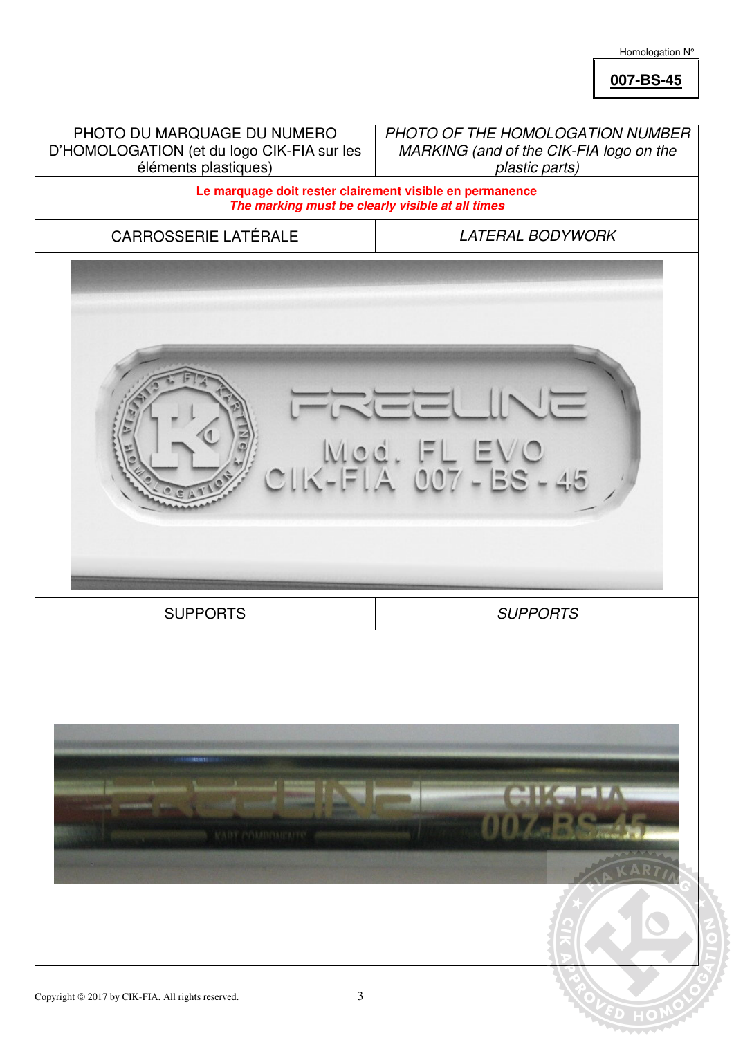Homologation N°

**007-BS-45**

| PHOTO DU MARQUAGE DU NUMERO D'HOMOLOGATION (et du logo CIK-FIA sur les éléments plastiques) | *PHOTO OF THE HOMOLOGATION NUMBER MARKING (and of the CIK-FIA logo on the plastic parts)* |
|---|---|
| **Le marquage doit rester clairement visible en permanence** | ***The marking must be clearly visible at all times*** |
| CARROSSERIE LATÉRALE | *LATERAL BODYWORK* |
| SUPPORTS | *SUPPORTS* |

Copyright © 2017 by CIK-FIA. All rights reserved.